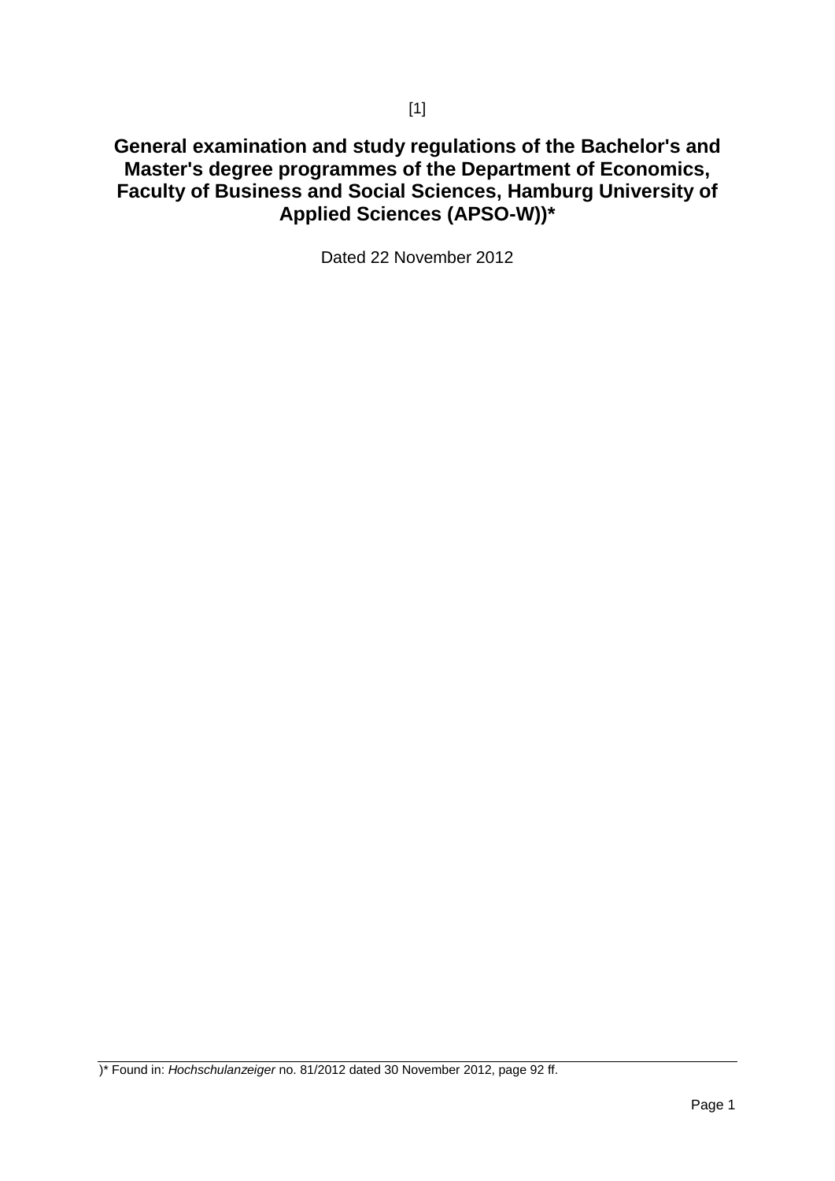[1]

# General examination and study regulations of the Bachelor's and Master's degree programmes of the Department of Economics, Faculty of Business and Social Sciences, Hamburg University of Applied Sciences (APSO-W))*

Dated 22 November 2012

)* Found in: *Hochschulanzeiger* no. 81/2012 dated 30 November 2012, page 92 ff.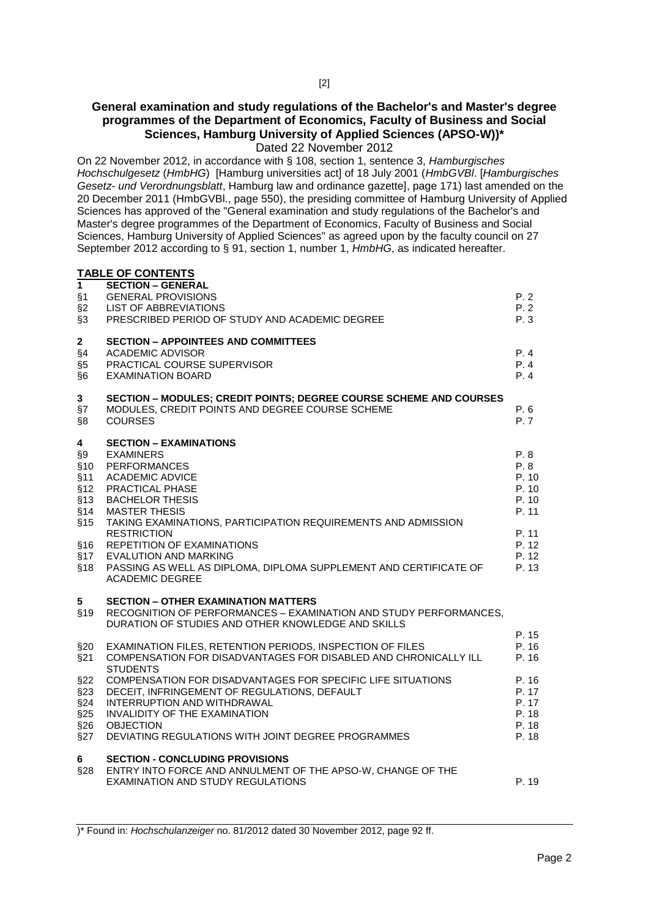[2]

## General examination and study regulations of the Bachelor's and Master's degree programmes of the Department of Economics, Faculty of Business and Social Sciences, Hamburg University of Applied Sciences (APSO-W))*

Dated 22 November 2012

On 22 November 2012, in accordance with § 108, section 1, sentence 3, *Hamburgisches Hochschulgesetz* (*HmbHG*) [Hamburg universities act] of 18 July 2001 (*HmbGVBl*. [*Hamburgisches Gesetz- und Verordnungsblatt*, Hamburg law and ordinance gazette], page 171) last amended on the 20 December 2011 (HmbGVBl., page 550), the presiding committee of Hamburg University of Applied Sciences has approved of the "General examination and study regulations of the Bachelor's and Master's degree programmes of the Department of Economics, Faculty of Business and Social Sciences, Hamburg University of Applied Sciences" as agreed upon by the faculty council on 27 September 2012 according to § 91, section 1, number 1, *HmbHG*, as indicated hereafter.

### TABLE OF CONTENTS

| | | |
|---|---|---|
| **1** | **SECTION – GENERAL** | |
| §1 | GENERAL PROVISIONS | P. 2 |
| §2 | LIST OF ABBREVIATIONS | P. 2 |
| §3 | PRESCRIBED PERIOD OF STUDY AND ACADEMIC DEGREE | P. 3 |
| **2** | **SECTION – APPOINTEES AND COMMITTEES** | |
| §4 | ACADEMIC ADVISOR | P. 4 |
| §5 | PRACTICAL COURSE SUPERVISOR | P. 4 |
| §6 | EXAMINATION BOARD | P. 4 |
| **3** | **SECTION – MODULES; CREDIT POINTS; DEGREE COURSE SCHEME AND COURSES** | |
| §7 | MODULES, CREDIT POINTS AND DEGREE COURSE SCHEME | P. 6 |
| §8 | COURSES | P. 7 |
| **4** | **SECTION – EXAMINATIONS** | |
| §9 | EXAMINERS | P. 8 |
| §10 | PERFORMANCES | P. 8 |
| §11 | ACADEMIC ADVICE | P. 10 |
| §12 | PRACTICAL PHASE | P. 10 |
| §13 | BACHELOR THESIS | P. 10 |
| §14 | MASTER THESIS | P. 11 |
| §15 | TAKING EXAMINATIONS, PARTICIPATION REQUIREMENTS AND ADMISSION RESTRICTION | P. 11 |
| §16 | REPETITION OF EXAMINATIONS | P. 12 |
| §17 | EVALUTION AND MARKING | P. 12 |
| §18 | PASSING AS WELL AS DIPLOMA, DIPLOMA SUPPLEMENT AND CERTIFICATE OF ACADEMIC DEGREE | P. 13 |
| **5** | **SECTION – OTHER EXAMINATION MATTERS** | |
| §19 | RECOGNITION OF PERFORMANCES – EXAMINATION AND STUDY PERFORMANCES, DURATION OF STUDIES AND OTHER KNOWLEDGE AND SKILLS | P. 15 |
| §20 | EXAMINATION FILES, RETENTION PERIODS, INSPECTION OF FILES | P. 16 |
| §21 | COMPENSATION FOR DISADVANTAGES FOR DISABLED AND CHRONICALLY ILL STUDENTS | P. 16 |
| §22 | COMPENSATION FOR DISADVANTAGES FOR SPECIFIC LIFE SITUATIONS | P. 16 |
| §23 | DECEIT, INFRINGEMENT OF REGULATIONS, DEFAULT | P. 17 |
| §24 | INTERRUPTION AND WITHDRAWAL | P. 17 |
| §25 | INVALIDITY OF THE EXAMINATION | P. 18 |
| §26 | OBJECTION | P. 18 |
| §27 | DEVIATING REGULATIONS WITH JOINT DEGREE PROGRAMMES | P. 18 |
| **6** | **SECTION - CONCLUDING PROVISIONS** | |
| §28 | ENTRY INTO FORCE AND ANNULMENT OF THE APSO-W, CHANGE OF THE EXAMINATION AND STUDY REGULATIONS | P. 19 |

)* Found in: *Hochschulanzeiger* no. 81/2012 dated 30 November 2012, page 92 ff.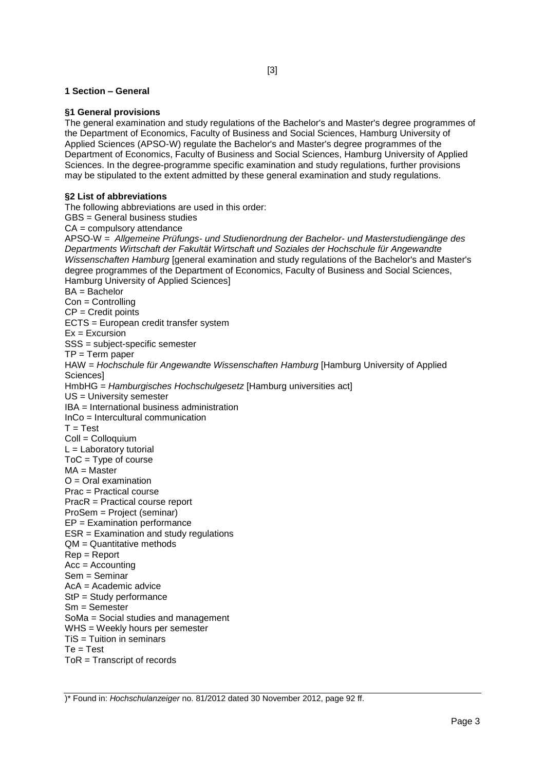## 1 Section – General

### §1 General provisions

The general examination and study regulations of the Bachelor's and Master's degree programmes of the Department of Economics, Faculty of Business and Social Sciences, Hamburg University of Applied Sciences (APSO-W) regulate the Bachelor's and Master's degree programmes of the Department of Economics, Faculty of Business and Social Sciences, Hamburg University of Applied Sciences. In the degree-programme specific examination and study regulations, further provisions may be stipulated to the extent admitted by these general examination and study regulations.

### §2 List of abbreviations

The following abbreviations are used in this order:

GBS = General business studies
CA = compulsory attendance
APSO-W = *Allgemeine Prüfungs- und Studienordnung der Bachelor- und Masterstudiengänge des Departments Wirtschaft der Fakultät Wirtschaft und Soziales der Hochschule für Angewandte Wissenschaften Hamburg* [general examination and study regulations of the Bachelor's and Master's degree programmes of the Department of Economics, Faculty of Business and Social Sciences, Hamburg University of Applied Sciences]
BA = Bachelor
Con = Controlling
CP = Credit points
ECTS = European credit transfer system
Ex = Excursion
SSS = subject-specific semester
TP = Term paper
HAW = *Hochschule für Angewandte Wissenschaften Hamburg* [Hamburg University of Applied Sciences]
HmbHG = *Hamburgisches Hochschulgesetz* [Hamburg universities act]
US = University semester
IBA = International business administration
InCo = Intercultural communication
T = Test
Coll = Colloquium
L = Laboratory tutorial
ToC = Type of course
MA = Master
O = Oral examination
Prac = Practical course
PracR = Practical course report
ProSem = Project (seminar)
EP = Examination performance
ESR = Examination and study regulations
QM = Quantitative methods
Rep = Report
Acc = Accounting
Sem = Seminar
AcA = Academic advice
StP = Study performance
Sm = Semester
SoMa = Social studies and management
WHS = Weekly hours per semester
TiS = Tuition in seminars
Te = Test
ToR = Transcript of records

)* Found in: *Hochschulanzeiger* no. 81/2012 dated 30 November 2012, page 92 ff.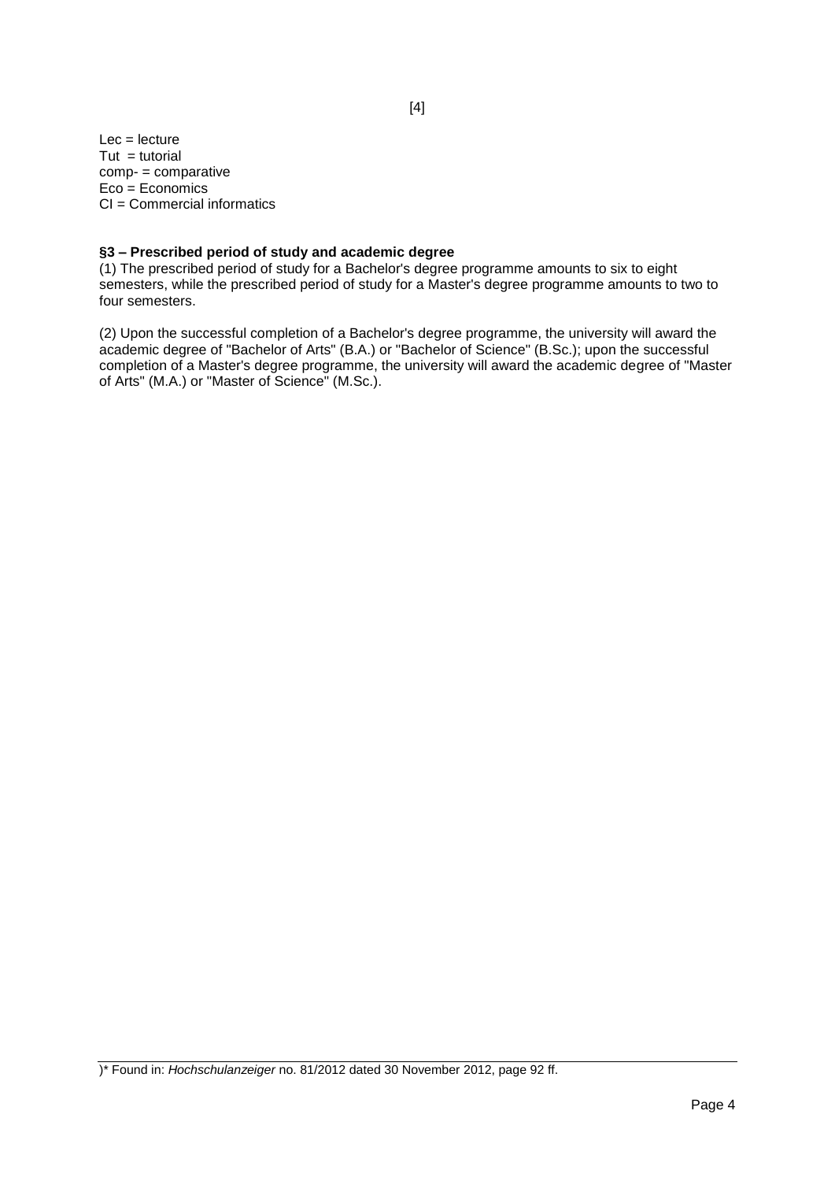Lec = lecture
Tut = tutorial
comp- = comparative
Eco = Economics
CI = Commercial informatics

**§3 – Prescribed period of study and academic degree**

(1) The prescribed period of study for a Bachelor's degree programme amounts to six to eight semesters, while the prescribed period of study for a Master's degree programme amounts to two to four semesters.

(2) Upon the successful completion of a Bachelor's degree programme, the university will award the academic degree of "Bachelor of Arts" (B.A.) or "Bachelor of Science" (B.Sc.); upon the successful completion of a Master's degree programme, the university will award the academic degree of "Master of Arts" (M.A.) or "Master of Science" (M.Sc.).

)* Found in: *Hochschulanzeiger* no. 81/2012 dated 30 November 2012, page 92 ff.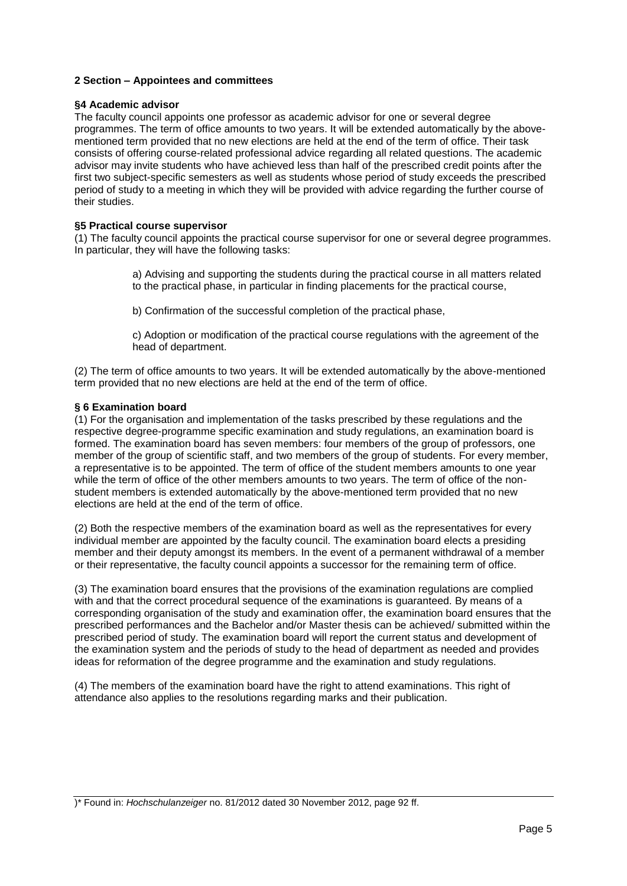## 2 Section – Appointees and committees

### §4 Academic advisor

The faculty council appoints one professor as academic advisor for one or several degree programmes. The term of office amounts to two years. It will be extended automatically by the above-mentioned term provided that no new elections are held at the end of the term of office. Their task consists of offering course-related professional advice regarding all related questions. The academic advisor may invite students who have achieved less than half of the prescribed credit points after the first two subject-specific semesters as well as students whose period of study exceeds the prescribed period of study to a meeting in which they will be provided with advice regarding the further course of their studies.

### §5 Practical course supervisor

(1) The faculty council appoints the practical course supervisor for one or several degree programmes. In particular, they will have the following tasks:

> a) Advising and supporting the students during the practical course in all matters related to the practical phase, in particular in finding placements for the practical course,
>
> b) Confirmation of the successful completion of the practical phase,
>
> c) Adoption or modification of the practical course regulations with the agreement of the head of department.

(2) The term of office amounts to two years. It will be extended automatically by the above-mentioned term provided that no new elections are held at the end of the term of office.

### § 6 Examination board

(1) For the organisation and implementation of the tasks prescribed by these regulations and the respective degree-programme specific examination and study regulations, an examination board is formed. The examination board has seven members: four members of the group of professors, one member of the group of scientific staff, and two members of the group of students. For every member, a representative is to be appointed. The term of office of the student members amounts to one year while the term of office of the other members amounts to two years. The term of office of the non-student members is extended automatically by the above-mentioned term provided that no new elections are held at the end of the term of office.

(2) Both the respective members of the examination board as well as the representatives for every individual member are appointed by the faculty council. The examination board elects a presiding member and their deputy amongst its members. In the event of a permanent withdrawal of a member or their representative, the faculty council appoints a successor for the remaining term of office.

(3) The examination board ensures that the provisions of the examination regulations are complied with and that the correct procedural sequence of the examinations is guaranteed. By means of a corresponding organisation of the study and examination offer, the examination board ensures that the prescribed performances and the Bachelor and/or Master thesis can be achieved/ submitted within the prescribed period of study. The examination board will report the current status and development of the examination system and the periods of study to the head of department as needed and provides ideas for reformation of the degree programme and the examination and study regulations.

(4) The members of the examination board have the right to attend examinations. This right of attendance also applies to the resolutions regarding marks and their publication.

)* Found in: *Hochschulanzeiger* no. 81/2012 dated 30 November 2012, page 92 ff.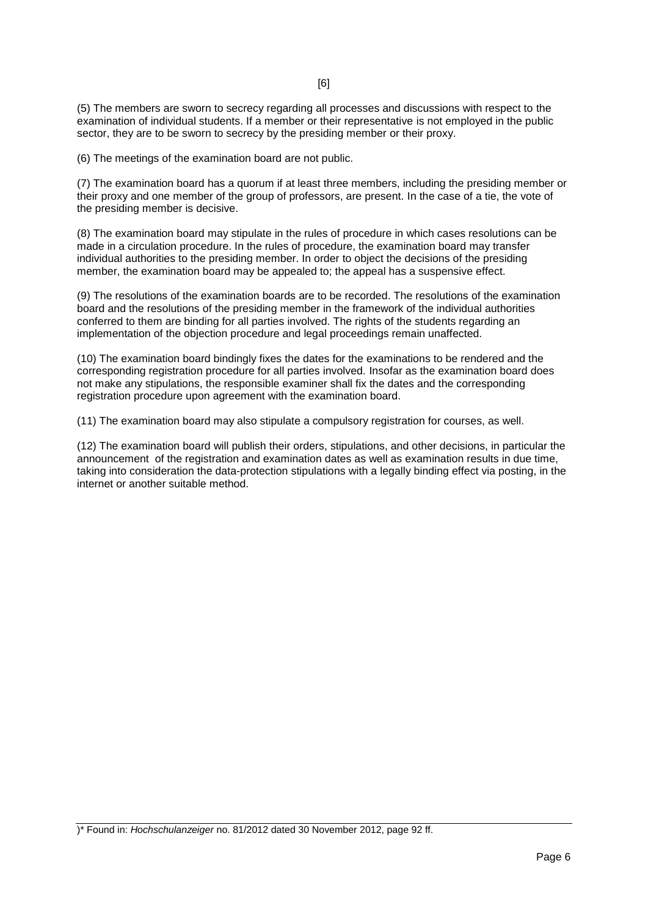(5) The members are sworn to secrecy regarding all processes and discussions with respect to the examination of individual students. If a member or their representative is not employed in the public sector, they are to be sworn to secrecy by the presiding member or their proxy.

(6) The meetings of the examination board are not public.

(7) The examination board has a quorum if at least three members, including the presiding member or their proxy and one member of the group of professors, are present. In the case of a tie, the vote of the presiding member is decisive.

(8) The examination board may stipulate in the rules of procedure in which cases resolutions can be made in a circulation procedure. In the rules of procedure, the examination board may transfer individual authorities to the presiding member. In order to object the decisions of the presiding member, the examination board may be appealed to; the appeal has a suspensive effect.

(9) The resolutions of the examination boards are to be recorded. The resolutions of the examination board and the resolutions of the presiding member in the framework of the individual authorities conferred to them are binding for all parties involved. The rights of the students regarding an implementation of the objection procedure and legal proceedings remain unaffected.

(10) The examination board bindingly fixes the dates for the examinations to be rendered and the corresponding registration procedure for all parties involved. Insofar as the examination board does not make any stipulations, the responsible examiner shall fix the dates and the corresponding registration procedure upon agreement with the examination board.

(11) The examination board may also stipulate a compulsory registration for courses, as well.

(12) The examination board will publish their orders, stipulations, and other decisions, in particular the announcement of the registration and examination dates as well as examination results in due time, taking into consideration the data-protection stipulations with a legally binding effect via posting, in the internet or another suitable method.

)* Found in: *Hochschulanzeiger* no. 81/2012 dated 30 November 2012, page 92 ff.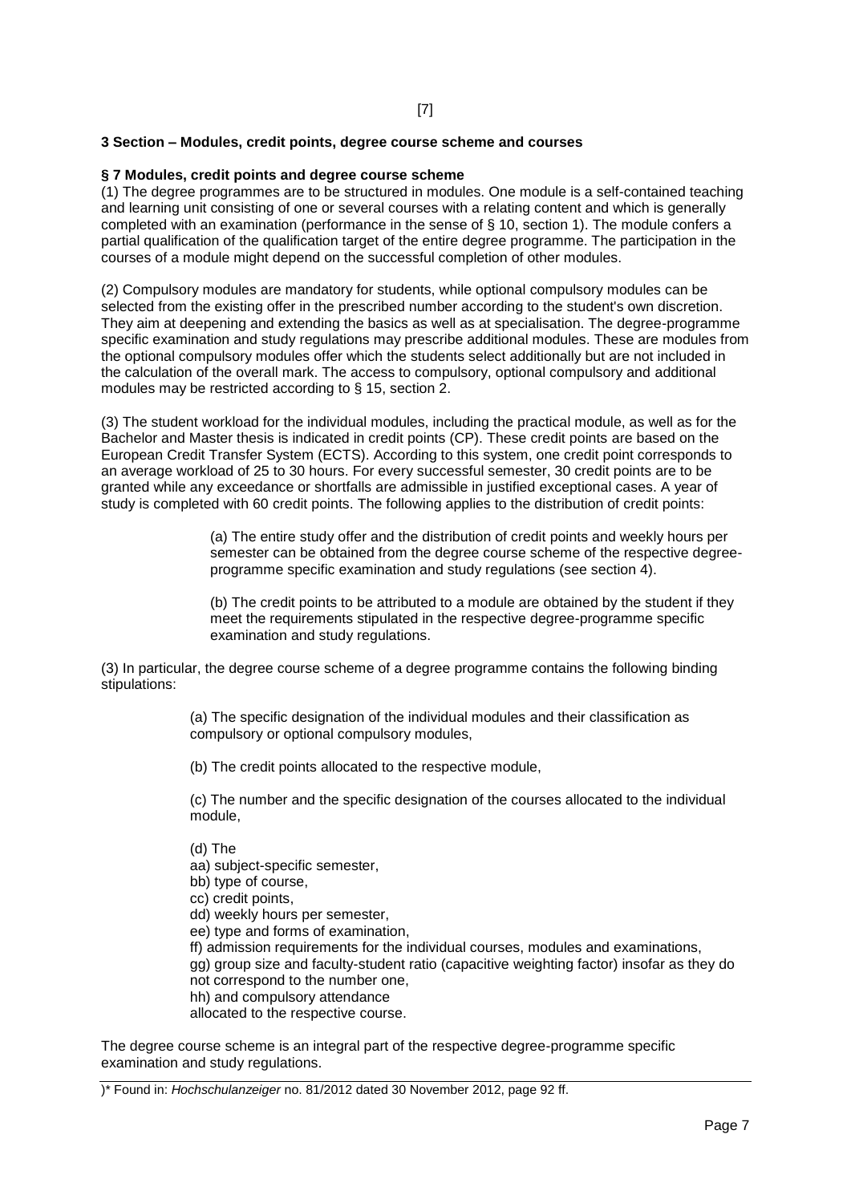### 3 Section – Modules, credit points, degree course scheme and courses

#### § 7 Modules, credit points and degree course scheme

(1) The degree programmes are to be structured in modules. One module is a self-contained teaching and learning unit consisting of one or several courses with a relating content and which is generally completed with an examination (performance in the sense of § 10, section 1). The module confers a partial qualification of the qualification target of the entire degree programme. The participation in the courses of a module might depend on the successful completion of other modules.

(2) Compulsory modules are mandatory for students, while optional compulsory modules can be selected from the existing offer in the prescribed number according to the student's own discretion. They aim at deepening and extending the basics as well as at specialisation. The degree-programme specific examination and study regulations may prescribe additional modules. These are modules from the optional compulsory modules offer which the students select additionally but are not included in the calculation of the overall mark. The access to compulsory, optional compulsory and additional modules may be restricted according to § 15, section 2.

(3) The student workload for the individual modules, including the practical module, as well as for the Bachelor and Master thesis is indicated in credit points (CP). These credit points are based on the European Credit Transfer System (ECTS). According to this system, one credit point corresponds to an average workload of 25 to 30 hours. For every successful semester, 30 credit points are to be granted while any exceedance or shortfalls are admissible in justified exceptional cases. A year of study is completed with 60 credit points. The following applies to the distribution of credit points:

> (a) The entire study offer and the distribution of credit points and weekly hours per semester can be obtained from the degree course scheme of the respective degree-programme specific examination and study regulations (see section 4).
>
> (b) The credit points to be attributed to a module are obtained by the student if they meet the requirements stipulated in the respective degree-programme specific examination and study regulations.

(3) In particular, the degree course scheme of a degree programme contains the following binding stipulations:

> (a) The specific designation of the individual modules and their classification as compulsory or optional compulsory modules,
>
> (b) The credit points allocated to the respective module,
>
> (c) The number and the specific designation of the courses allocated to the individual module,
>
> (d) The
> aa) subject-specific semester,
> bb) type of course,
> cc) credit points,
> dd) weekly hours per semester,
> ee) type and forms of examination,
> ff) admission requirements for the individual courses, modules and examinations,
> gg) group size and faculty-student ratio (capacitive weighting factor) insofar as they do not correspond to the number one,
> hh) and compulsory attendance
> allocated to the respective course.

The degree course scheme is an integral part of the respective degree-programme specific examination and study regulations.

)* Found in: *Hochschulanzeiger* no. 81/2012 dated 30 November 2012, page 92 ff.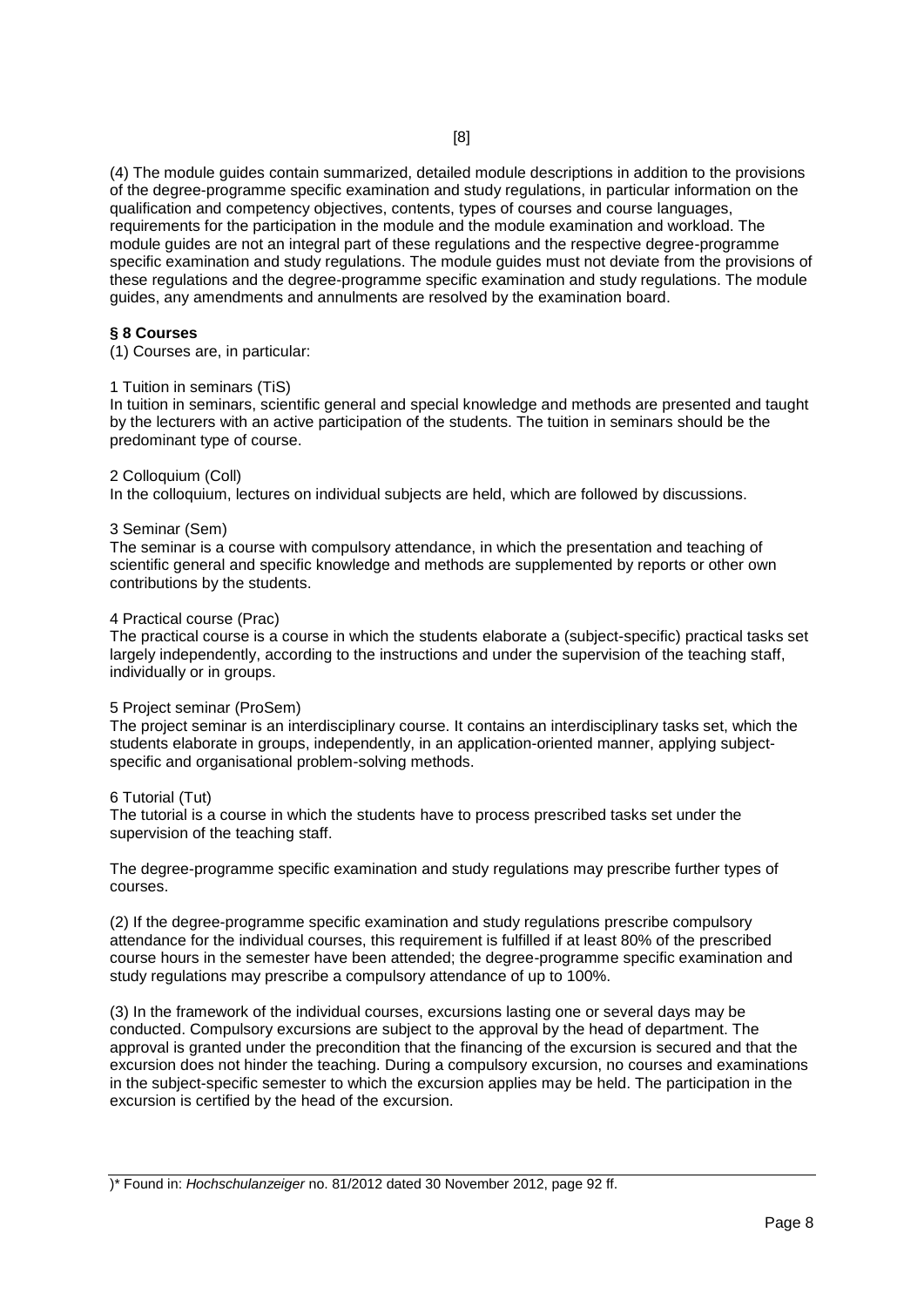(4) The module guides contain summarized, detailed module descriptions in addition to the provisions of the degree-programme specific examination and study regulations, in particular information on the qualification and competency objectives, contents, types of courses and course languages, requirements for the participation in the module and the module examination and workload. The module guides are not an integral part of these regulations and the respective degree-programme specific examination and study regulations. The module guides must not deviate from the provisions of these regulations and the degree-programme specific examination and study regulations. The module guides, any amendments and annulments are resolved by the examination board.

**§ 8 Courses**

(1) Courses are, in particular:

1 Tuition in seminars (TiS)
In tuition in seminars, scientific general and special knowledge and methods are presented and taught by the lecturers with an active participation of the students. The tuition in seminars should be the predominant type of course.

2 Colloquium (Coll)
In the colloquium, lectures on individual subjects are held, which are followed by discussions.

3 Seminar (Sem)
The seminar is a course with compulsory attendance, in which the presentation and teaching of scientific general and specific knowledge and methods are supplemented by reports or other own contributions by the students.

4 Practical course (Prac)
The practical course is a course in which the students elaborate a (subject-specific) practical tasks set largely independently, according to the instructions and under the supervision of the teaching staff, individually or in groups.

5 Project seminar (ProSem)
The project seminar is an interdisciplinary course. It contains an interdisciplinary tasks set, which the students elaborate in groups, independently, in an application-oriented manner, applying subject-specific and organisational problem-solving methods.

6 Tutorial (Tut)
The tutorial is a course in which the students have to process prescribed tasks set under the supervision of the teaching staff.

The degree-programme specific examination and study regulations may prescribe further types of courses.

(2) If the degree-programme specific examination and study regulations prescribe compulsory attendance for the individual courses, this requirement is fulfilled if at least 80% of the prescribed course hours in the semester have been attended; the degree-programme specific examination and study regulations may prescribe a compulsory attendance of up to 100%.

(3) In the framework of the individual courses, excursions lasting one or several days may be conducted. Compulsory excursions are subject to the approval by the head of department. The approval is granted under the precondition that the financing of the excursion is secured and that the excursion does not hinder the teaching. During a compulsory excursion, no courses and examinations in the subject-specific semester to which the excursion applies may be held. The participation in the excursion is certified by the head of the excursion.

)* Found in: *Hochschulanzeiger* no. 81/2012 dated 30 November 2012, page 92 ff.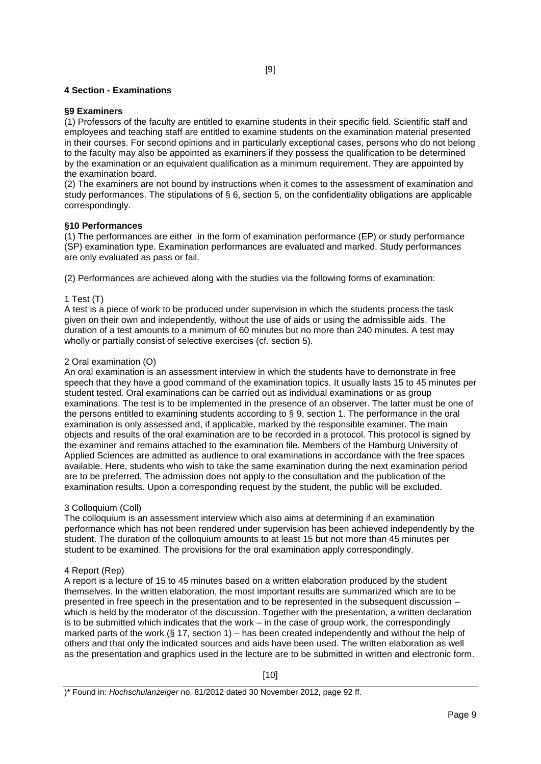## 4 Section - Examinations

### §9 Examiners

(1) Professors of the faculty are entitled to examine students in their specific field. Scientific staff and employees and teaching staff are entitled to examine students on the examination material presented in their courses. For second opinions and in particularly exceptional cases, persons who do not belong to the faculty may also be appointed as examiners if they possess the qualification to be determined by the examination or an equivalent qualification as a minimum requirement. They are appointed by the examination board.

(2) The examiners are not bound by instructions when it comes to the assessment of examination and study performances. The stipulations of § 6, section 5, on the confidentiality obligations are applicable correspondingly.

### §10 Performances

(1) The performances are either in the form of examination performance (EP) or study performance (SP) examination type. Examination performances are evaluated and marked. Study performances are only evaluated as pass or fail.

(2) Performances are achieved along with the studies via the following forms of examination:

1 Test (T)

A test is a piece of work to be produced under supervision in which the students process the task given on their own and independently, without the use of aids or using the admissible aids. The duration of a test amounts to a minimum of 60 minutes but no more than 240 minutes. A test may wholly or partially consist of selective exercises (cf. section 5).

2 Oral examination (O)

An oral examination is an assessment interview in which the students have to demonstrate in free speech that they have a good command of the examination topics. It usually lasts 15 to 45 minutes per student tested. Oral examinations can be carried out as individual examinations or as group examinations. The test is to be implemented in the presence of an observer. The latter must be one of the persons entitled to examining students according to § 9, section 1. The performance in the oral examination is only assessed and, if applicable, marked by the responsible examiner. The main objects and results of the oral examination are to be recorded in a protocol. This protocol is signed by the examiner and remains attached to the examination file. Members of the Hamburg University of Applied Sciences are admitted as audience to oral examinations in accordance with the free spaces available. Here, students who wish to take the same examination during the next examination period are to be preferred. The admission does not apply to the consultation and the publication of the examination results. Upon a corresponding request by the student, the public will be excluded.

3 Colloquium (Coll)

The colloquium is an assessment interview which also aims at determining if an examination performance which has not been rendered under supervision has been achieved independently by the student. The duration of the colloquium amounts to at least 15 but not more than 45 minutes per student to be examined. The provisions for the oral examination apply correspondingly.

4 Report (Rep)

A report is a lecture of 15 to 45 minutes based on a written elaboration produced by the student themselves. In the written elaboration, the most important results are summarized which are to be presented in free speech in the presentation and to be represented in the subsequent discussion – which is held by the moderator of the discussion. Together with the presentation, a written declaration is to be submitted which indicates that the work – in the case of group work, the correspondingly marked parts of the work (§ 17, section 1) – has been created independently and without the help of others and that only the indicated sources and aids have been used. The written elaboration as well as the presentation and graphics used in the lecture are to be submitted in written and electronic form.

)* Found in: *Hochschulanzeiger* no. 81/2012 dated 30 November 2012, page 92 ff.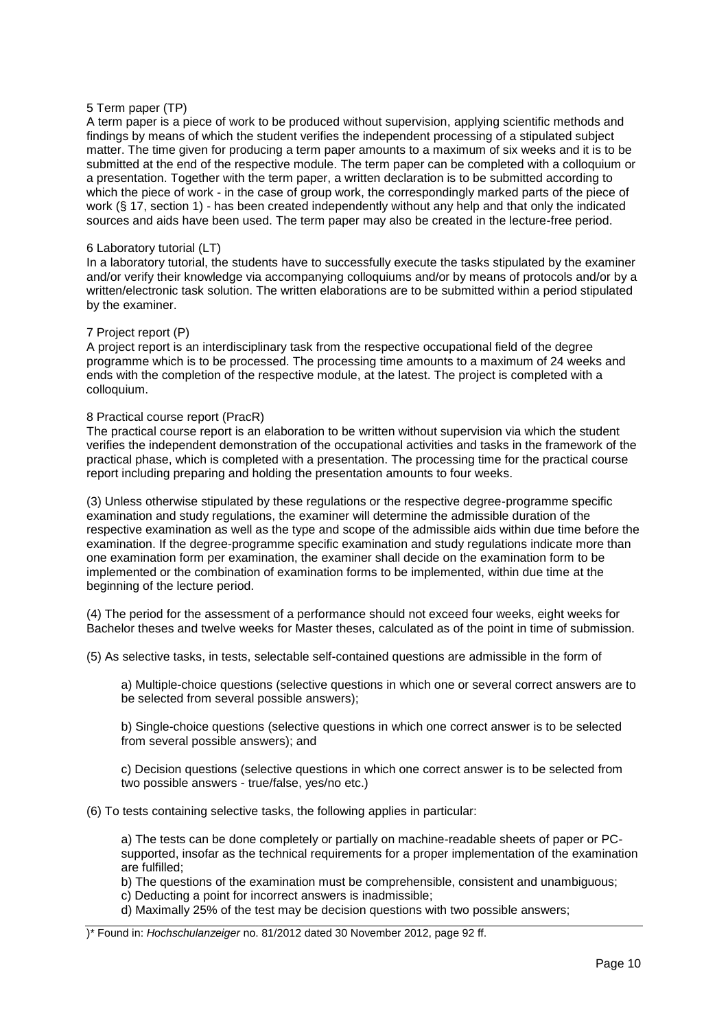5 Term paper (TP)

A term paper is a piece of work to be produced without supervision, applying scientific methods and findings by means of which the student verifies the independent processing of a stipulated subject matter. The time given for producing a term paper amounts to a maximum of six weeks and it is to be submitted at the end of the respective module. The term paper can be completed with a colloquium or a presentation. Together with the term paper, a written declaration is to be submitted according to which the piece of work - in the case of group work, the correspondingly marked parts of the piece of work (§ 17, section 1) - has been created independently without any help and that only the indicated sources and aids have been used. The term paper may also be created in the lecture-free period.

6 Laboratory tutorial (LT)

In a laboratory tutorial, the students have to successfully execute the tasks stipulated by the examiner and/or verify their knowledge via accompanying colloquiums and/or by means of protocols and/or by a written/electronic task solution. The written elaborations are to be submitted within a period stipulated by the examiner.

7 Project report (P)

A project report is an interdisciplinary task from the respective occupational field of the degree programme which is to be processed. The processing time amounts to a maximum of 24 weeks and ends with the completion of the respective module, at the latest. The project is completed with a colloquium.

8 Practical course report (PracR)

The practical course report is an elaboration to be written without supervision via which the student verifies the independent demonstration of the occupational activities and tasks in the framework of the practical phase, which is completed with a presentation. The processing time for the practical course report including preparing and holding the presentation amounts to four weeks.

(3) Unless otherwise stipulated by these regulations or the respective degree-programme specific examination and study regulations, the examiner will determine the admissible duration of the respective examination as well as the type and scope of the admissible aids within due time before the examination. If the degree-programme specific examination and study regulations indicate more than one examination form per examination, the examiner shall decide on the examination form to be implemented or the combination of examination forms to be implemented, within due time at the beginning of the lecture period.

(4) The period for the assessment of a performance should not exceed four weeks, eight weeks for Bachelor theses and twelve weeks for Master theses, calculated as of the point in time of submission.

(5) As selective tasks, in tests, selectable self-contained questions are admissible in the form of

a) Multiple-choice questions (selective questions in which one or several correct answers are to be selected from several possible answers);

b) Single-choice questions (selective questions in which one correct answer is to be selected from several possible answers); and

c) Decision questions (selective questions in which one correct answer is to be selected from two possible answers - true/false, yes/no etc.)

(6) To tests containing selective tasks, the following applies in particular:

a) The tests can be done completely or partially on machine-readable sheets of paper or PC-supported, insofar as the technical requirements for a proper implementation of the examination are fulfilled;
b) The questions of the examination must be comprehensible, consistent and unambiguous;
c) Deducting a point for incorrect answers is inadmissible;
d) Maximally 25% of the test may be decision questions with two possible answers;

)* Found in: *Hochschulanzeiger* no. 81/2012 dated 30 November 2012, page 92 ff.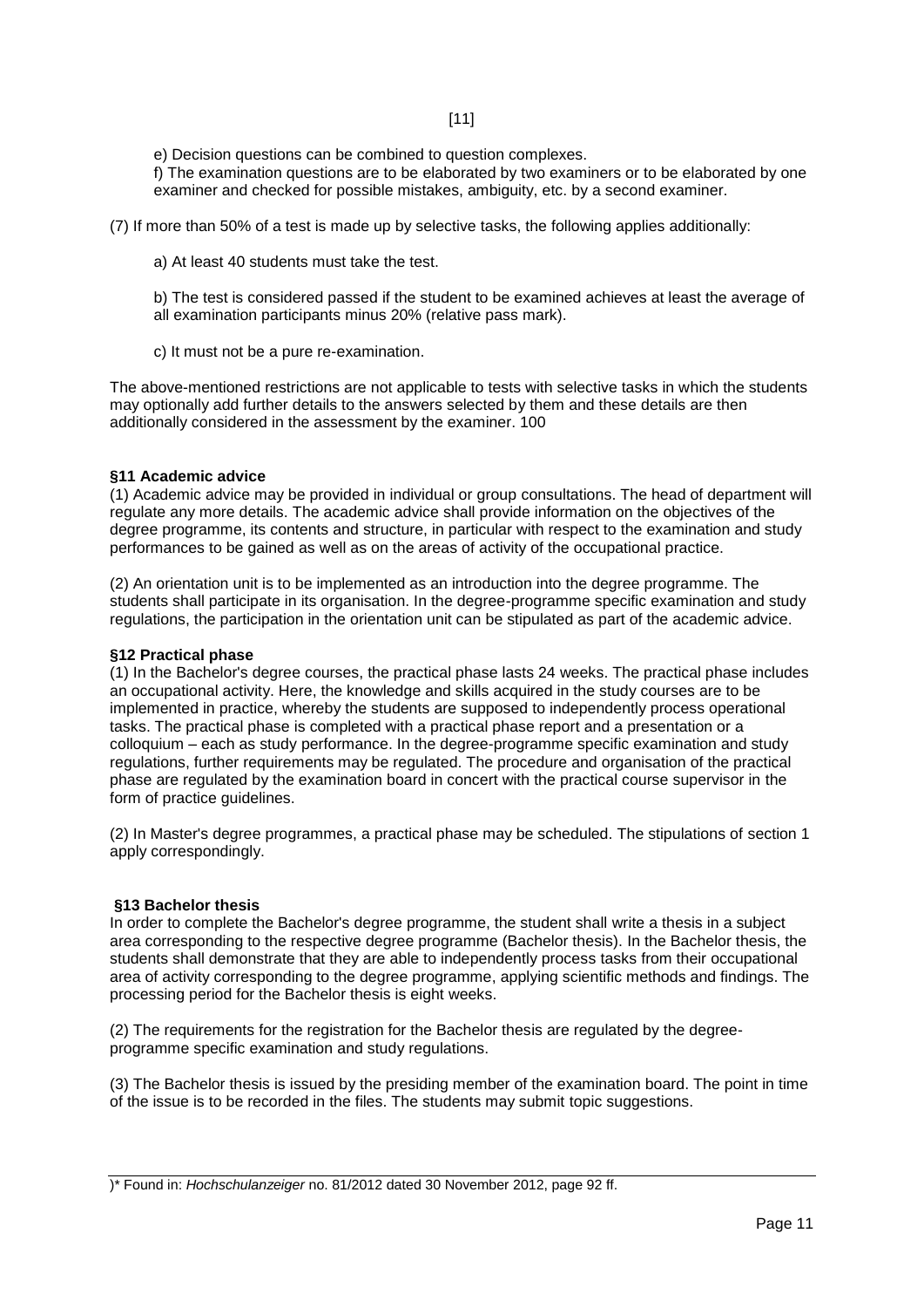e) Decision questions can be combined to question complexes.

f) The examination questions are to be elaborated by two examiners or to be elaborated by one examiner and checked for possible mistakes, ambiguity, etc. by a second examiner.

(7) If more than 50% of a test is made up by selective tasks, the following applies additionally:

a) At least 40 students must take the test.

b) The test is considered passed if the student to be examined achieves at least the average of all examination participants minus 20% (relative pass mark).

c) It must not be a pure re-examination.

The above-mentioned restrictions are not applicable to tests with selective tasks in which the students may optionally add further details to the answers selected by them and these details are then additionally considered in the assessment by the examiner. 100

**§11 Academic advice**

(1) Academic advice may be provided in individual or group consultations. The head of department will regulate any more details. The academic advice shall provide information on the objectives of the degree programme, its contents and structure, in particular with respect to the examination and study performances to be gained as well as on the areas of activity of the occupational practice.

(2) An orientation unit is to be implemented as an introduction into the degree programme. The students shall participate in its organisation. In the degree-programme specific examination and study regulations, the participation in the orientation unit can be stipulated as part of the academic advice.

**§12 Practical phase**

(1) In the Bachelor's degree courses, the practical phase lasts 24 weeks. The practical phase includes an occupational activity. Here, the knowledge and skills acquired in the study courses are to be implemented in practice, whereby the students are supposed to independently process operational tasks. The practical phase is completed with a practical phase report and a presentation or a colloquium – each as study performance. In the degree-programme specific examination and study regulations, further requirements may be regulated. The procedure and organisation of the practical phase are regulated by the examination board in concert with the practical course supervisor in the form of practice guidelines.

(2) In Master's degree programmes, a practical phase may be scheduled. The stipulations of section 1 apply correspondingly.

**§13 Bachelor thesis**

In order to complete the Bachelor's degree programme, the student shall write a thesis in a subject area corresponding to the respective degree programme (Bachelor thesis). In the Bachelor thesis, the students shall demonstrate that they are able to independently process tasks from their occupational area of activity corresponding to the degree programme, applying scientific methods and findings. The processing period for the Bachelor thesis is eight weeks.

(2) The requirements for the registration for the Bachelor thesis are regulated by the degree-programme specific examination and study regulations.

(3) The Bachelor thesis is issued by the presiding member of the examination board. The point in time of the issue is to be recorded in the files. The students may submit topic suggestions.

)* Found in: *Hochschulanzeiger* no. 81/2012 dated 30 November 2012, page 92 ff.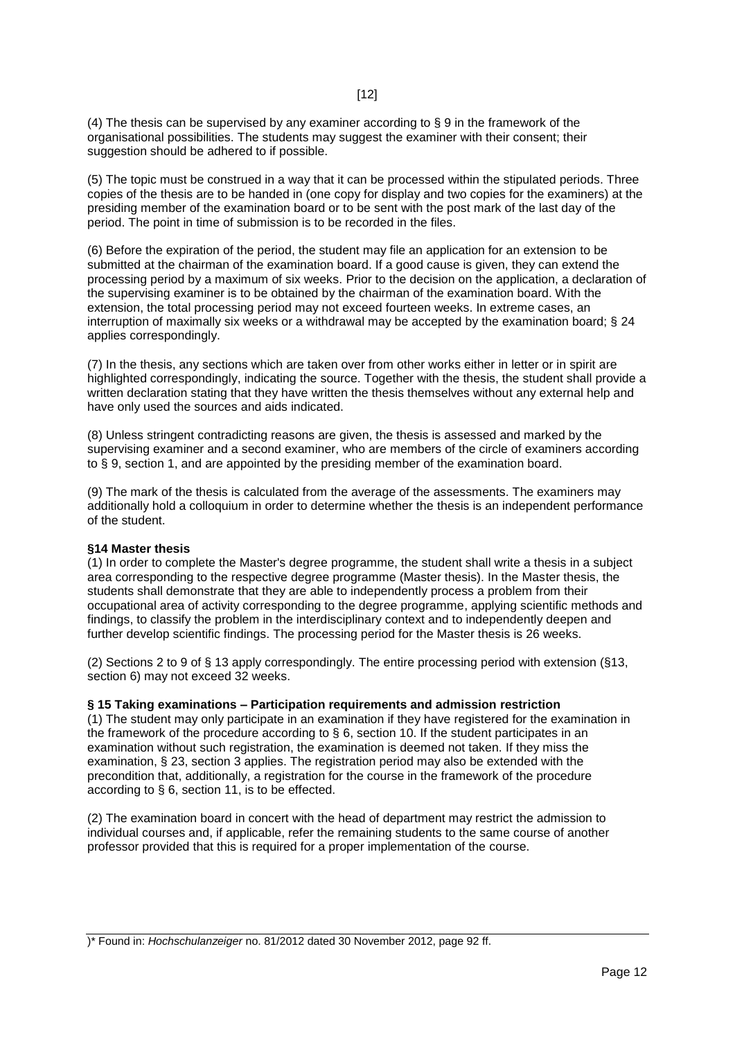(4) The thesis can be supervised by any examiner according to § 9 in the framework of the organisational possibilities. The students may suggest the examiner with their consent; their suggestion should be adhered to if possible.

(5) The topic must be construed in a way that it can be processed within the stipulated periods. Three copies of the thesis are to be handed in (one copy for display and two copies for the examiners) at the presiding member of the examination board or to be sent with the post mark of the last day of the period. The point in time of submission is to be recorded in the files.

(6) Before the expiration of the period, the student may file an application for an extension to be submitted at the chairman of the examination board. If a good cause is given, they can extend the processing period by a maximum of six weeks. Prior to the decision on the application, a declaration of the supervising examiner is to be obtained by the chairman of the examination board. With the extension, the total processing period may not exceed fourteen weeks. In extreme cases, an interruption of maximally six weeks or a withdrawal may be accepted by the examination board; § 24 applies correspondingly.

(7) In the thesis, any sections which are taken over from other works either in letter or in spirit are highlighted correspondingly, indicating the source. Together with the thesis, the student shall provide a written declaration stating that they have written the thesis themselves without any external help and have only used the sources and aids indicated.

(8) Unless stringent contradicting reasons are given, the thesis is assessed and marked by the supervising examiner and a second examiner, who are members of the circle of examiners according to § 9, section 1, and are appointed by the presiding member of the examination board.

(9) The mark of the thesis is calculated from the average of the assessments. The examiners may additionally hold a colloquium in order to determine whether the thesis is an independent performance of the student.

**§14 Master thesis**

(1) In order to complete the Master's degree programme, the student shall write a thesis in a subject area corresponding to the respective degree programme (Master thesis). In the Master thesis, the students shall demonstrate that they are able to independently process a problem from their occupational area of activity corresponding to the degree programme, applying scientific methods and findings, to classify the problem in the interdisciplinary context and to independently deepen and further develop scientific findings. The processing period for the Master thesis is 26 weeks.

(2) Sections 2 to 9 of § 13 apply correspondingly. The entire processing period with extension (§13, section 6) may not exceed 32 weeks.

**§ 15 Taking examinations – Participation requirements and admission restriction**

(1) The student may only participate in an examination if they have registered for the examination in the framework of the procedure according to § 6, section 10. If the student participates in an examination without such registration, the examination is deemed not taken. If they miss the examination, § 23, section 3 applies. The registration period may also be extended with the precondition that, additionally, a registration for the course in the framework of the procedure according to § 6, section 11, is to be effected.

(2) The examination board in concert with the head of department may restrict the admission to individual courses and, if applicable, refer the remaining students to the same course of another professor provided that this is required for a proper implementation of the course.

)* Found in: *Hochschulanzeiger* no. 81/2012 dated 30 November 2012, page 92 ff.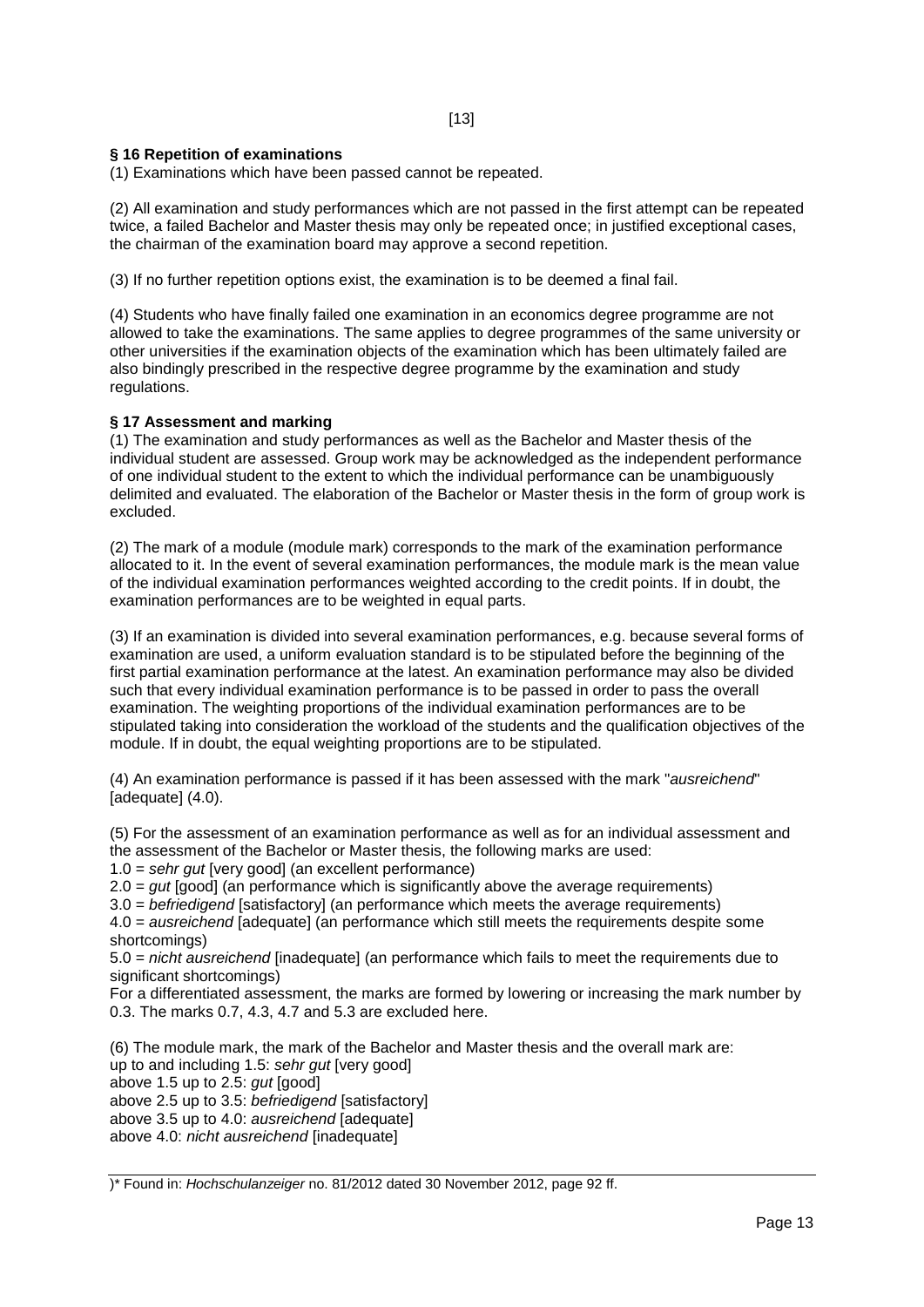### § 16 Repetition of examinations

(1) Examinations which have been passed cannot be repeated.

(2) All examination and study performances which are not passed in the first attempt can be repeated twice, a failed Bachelor and Master thesis may only be repeated once; in justified exceptional cases, the chairman of the examination board may approve a second repetition.

(3) If no further repetition options exist, the examination is to be deemed a final fail.

(4) Students who have finally failed one examination in an economics degree programme are not allowed to take the examinations. The same applies to degree programmes of the same university or other universities if the examination objects of the examination which has been ultimately failed are also bindingly prescribed in the respective degree programme by the examination and study regulations.

### § 17 Assessment and marking

(1) The examination and study performances as well as the Bachelor and Master thesis of the individual student are assessed. Group work may be acknowledged as the independent performance of one individual student to the extent to which the individual performance can be unambiguously delimited and evaluated. The elaboration of the Bachelor or Master thesis in the form of group work is excluded.

(2) The mark of a module (module mark) corresponds to the mark of the examination performance allocated to it. In the event of several examination performances, the module mark is the mean value of the individual examination performances weighted according to the credit points. If in doubt, the examination performances are to be weighted in equal parts.

(3) If an examination is divided into several examination performances, e.g. because several forms of examination are used, a uniform evaluation standard is to be stipulated before the beginning of the first partial examination performance at the latest. An examination performance may also be divided such that every individual examination performance is to be passed in order to pass the overall examination. The weighting proportions of the individual examination performances are to be stipulated taking into consideration the workload of the students and the qualification objectives of the module. If in doubt, the equal weighting proportions are to be stipulated.

(4) An examination performance is passed if it has been assessed with the mark "*ausreichend*" [adequate] (4.0).

(5) For the assessment of an examination performance as well as for an individual assessment and the assessment of the Bachelor or Master thesis, the following marks are used:
1.0 = *sehr gut* [very good] (an excellent performance)
2.0 = *gut* [good] (an performance which is significantly above the average requirements)
3.0 = *befriedigend* [satisfactory] (an performance which meets the average requirements)
4.0 = *ausreichend* [adequate] (an performance which still meets the requirements despite some shortcomings)
5.0 = *nicht ausreichend* [inadequate] (an performance which fails to meet the requirements due to significant shortcomings)
For a differentiated assessment, the marks are formed by lowering or increasing the mark number by 0.3. The marks 0.7, 4.3, 4.7 and 5.3 are excluded here.

(6) The module mark, the mark of the Bachelor and Master thesis and the overall mark are:
up to and including 1.5: *sehr gut* [very good]
above 1.5 up to 2.5: *gut* [good]
above 2.5 up to 3.5: *befriedigend* [satisfactory]
above 3.5 up to 4.0: *ausreichend* [adequate]
above 4.0: *nicht ausreichend* [inadequate]

)* Found in: *Hochschulanzeiger* no. 81/2012 dated 30 November 2012, page 92 ff.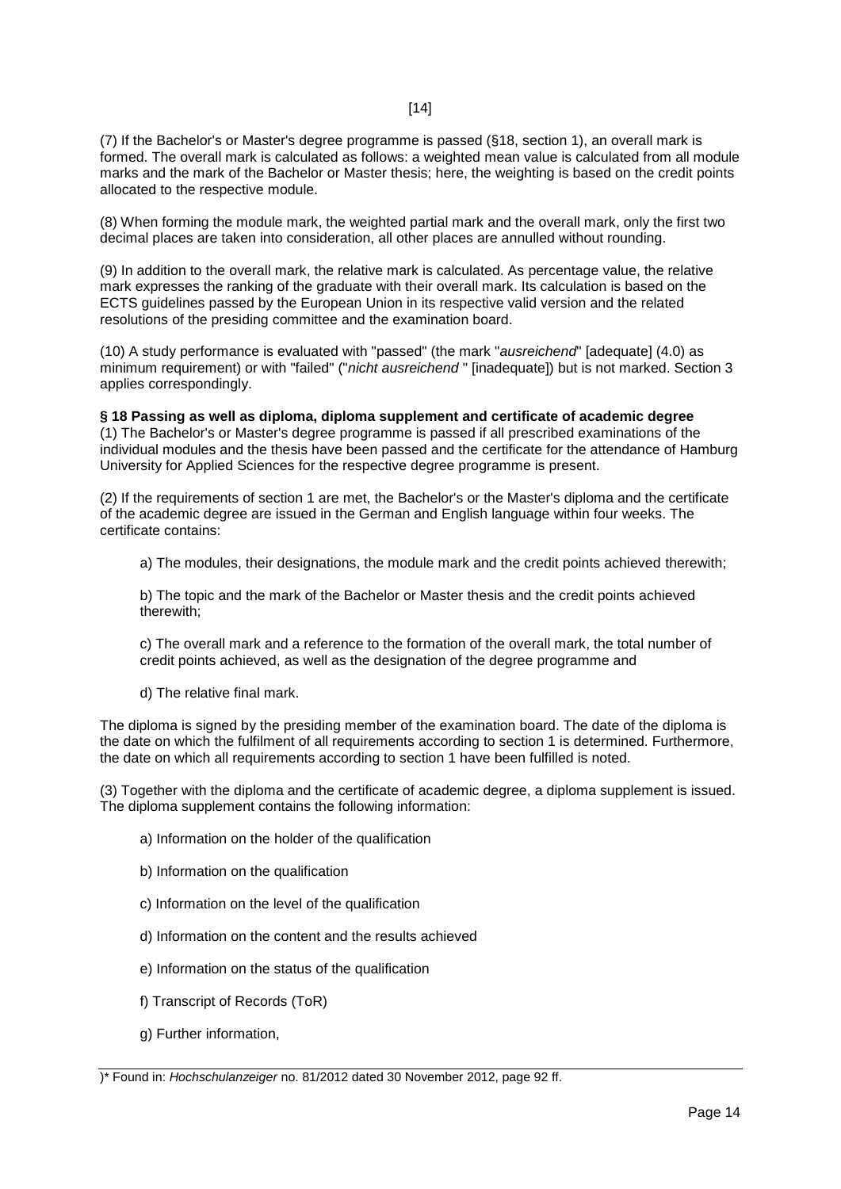(7) If the Bachelor's or Master's degree programme is passed (§18, section 1), an overall mark is formed. The overall mark is calculated as follows: a weighted mean value is calculated from all module marks and the mark of the Bachelor or Master thesis; here, the weighting is based on the credit points allocated to the respective module.

(8) When forming the module mark, the weighted partial mark and the overall mark, only the first two decimal places are taken into consideration, all other places are annulled without rounding.

(9) In addition to the overall mark, the relative mark is calculated. As percentage value, the relative mark expresses the ranking of the graduate with their overall mark. Its calculation is based on the ECTS guidelines passed by the European Union in its respective valid version and the related resolutions of the presiding committee and the examination board.

(10) A study performance is evaluated with "passed" (the mark "*ausreichend*" [adequate] (4.0) as minimum requirement) or with "failed" ("*nicht ausreichend* " [inadequate]) but is not marked. Section 3 applies correspondingly.

**§ 18 Passing as well as diploma, diploma supplement and certificate of academic degree**

(1) The Bachelor's or Master's degree programme is passed if all prescribed examinations of the individual modules and the thesis have been passed and the certificate for the attendance of Hamburg University for Applied Sciences for the respective degree programme is present.

(2) If the requirements of section 1 are met, the Bachelor's or the Master's diploma and the certificate of the academic degree are issued in the German and English language within four weeks. The certificate contains:

a) The modules, their designations, the module mark and the credit points achieved therewith;

b) The topic and the mark of the Bachelor or Master thesis and the credit points achieved therewith;

c) The overall mark and a reference to the formation of the overall mark, the total number of credit points achieved, as well as the designation of the degree programme and

d) The relative final mark.

The diploma is signed by the presiding member of the examination board. The date of the diploma is the date on which the fulfilment of all requirements according to section 1 is determined. Furthermore, the date on which all requirements according to section 1 have been fulfilled is noted.

(3) Together with the diploma and the certificate of academic degree, a diploma supplement is issued. The diploma supplement contains the following information:

a) Information on the holder of the qualification

b) Information on the qualification

c) Information on the level of the qualification

d) Information on the content and the results achieved

e) Information on the status of the qualification

f) Transcript of Records (ToR)

g) Further information,

)* Found in: *Hochschulanzeiger* no. 81/2012 dated 30 November 2012, page 92 ff.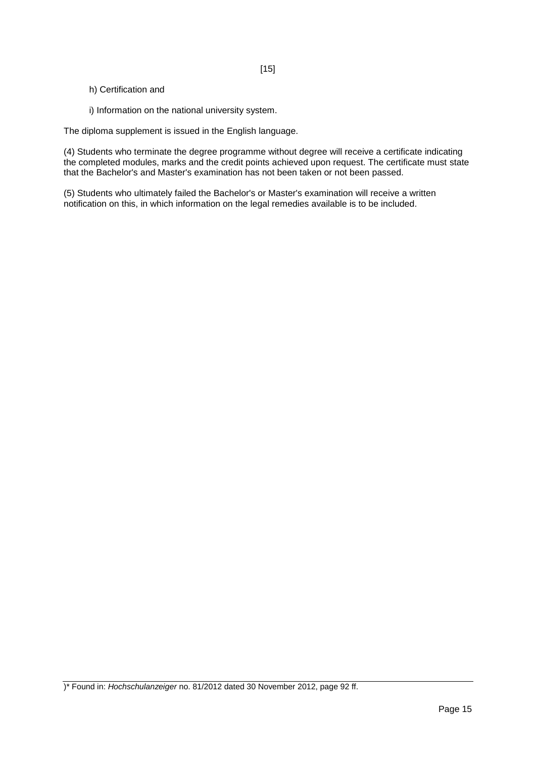h) Certification and

i) Information on the national university system.

The diploma supplement is issued in the English language.

(4) Students who terminate the degree programme without degree will receive a certificate indicating the completed modules, marks and the credit points achieved upon request. The certificate must state that the Bachelor's and Master's examination has not been taken or not been passed.

(5) Students who ultimately failed the Bachelor's or Master's examination will receive a written notification on this, in which information on the legal remedies available is to be included.

)* Found in: *Hochschulanzeiger* no. 81/2012 dated 30 November 2012, page 92 ff.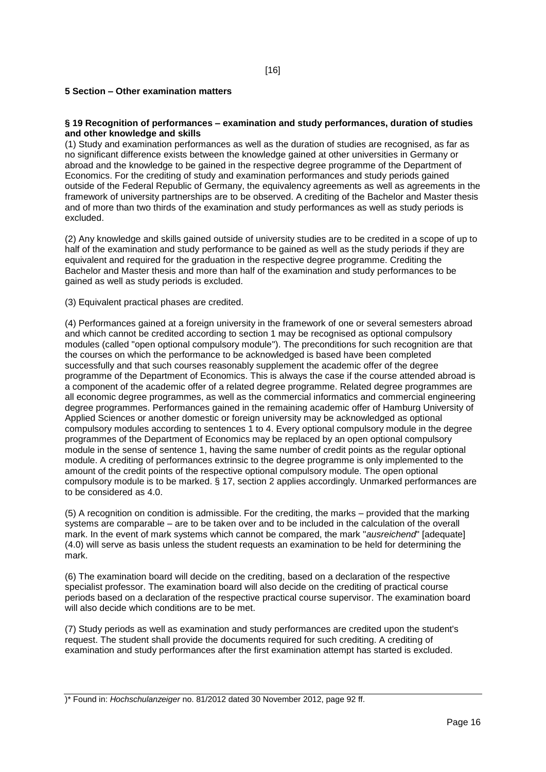## 5 Section – Other examination matters

### § 19 Recognition of performances – examination and study performances, duration of studies and other knowledge and skills

(1) Study and examination performances as well as the duration of studies are recognised, as far as no significant difference exists between the knowledge gained at other universities in Germany or abroad and the knowledge to be gained in the respective degree programme of the Department of Economics. For the crediting of study and examination performances and study periods gained outside of the Federal Republic of Germany, the equivalency agreements as well as agreements in the framework of university partnerships are to be observed. A crediting of the Bachelor and Master thesis and of more than two thirds of the examination and study performances as well as study periods is excluded.

(2) Any knowledge and skills gained outside of university studies are to be credited in a scope of up to half of the examination and study performance to be gained as well as the study periods if they are equivalent and required for the graduation in the respective degree programme. Crediting the Bachelor and Master thesis and more than half of the examination and study performances to be gained as well as study periods is excluded.

(3) Equivalent practical phases are credited.

(4) Performances gained at a foreign university in the framework of one or several semesters abroad and which cannot be credited according to section 1 may be recognised as optional compulsory modules (called "open optional compulsory module"). The preconditions for such recognition are that the courses on which the performance to be acknowledged is based have been completed successfully and that such courses reasonably supplement the academic offer of the degree programme of the Department of Economics. This is always the case if the course attended abroad is a component of the academic offer of a related degree programme. Related degree programmes are all economic degree programmes, as well as the commercial informatics and commercial engineering degree programmes. Performances gained in the remaining academic offer of Hamburg University of Applied Sciences or another domestic or foreign university may be acknowledged as optional compulsory modules according to sentences 1 to 4. Every optional compulsory module in the degree programmes of the Department of Economics may be replaced by an open optional compulsory module in the sense of sentence 1, having the same number of credit points as the regular optional module. A crediting of performances extrinsic to the degree programme is only implemented to the amount of the credit points of the respective optional compulsory module. The open optional compulsory module is to be marked. § 17, section 2 applies accordingly. Unmarked performances are to be considered as 4.0.

(5) A recognition on condition is admissible. For the crediting, the marks – provided that the marking systems are comparable – are to be taken over and to be included in the calculation of the overall mark. In the event of mark systems which cannot be compared, the mark "*ausreichend*" [adequate] (4.0) will serve as basis unless the student requests an examination to be held for determining the mark.

(6) The examination board will decide on the crediting, based on a declaration of the respective specialist professor. The examination board will also decide on the crediting of practical course periods based on a declaration of the respective practical course supervisor. The examination board will also decide which conditions are to be met.

(7) Study periods as well as examination and study performances are credited upon the student's request. The student shall provide the documents required for such crediting. A crediting of examination and study performances after the first examination attempt has started is excluded.

)* Found in: *Hochschulanzeiger* no. 81/2012 dated 30 November 2012, page 92 ff.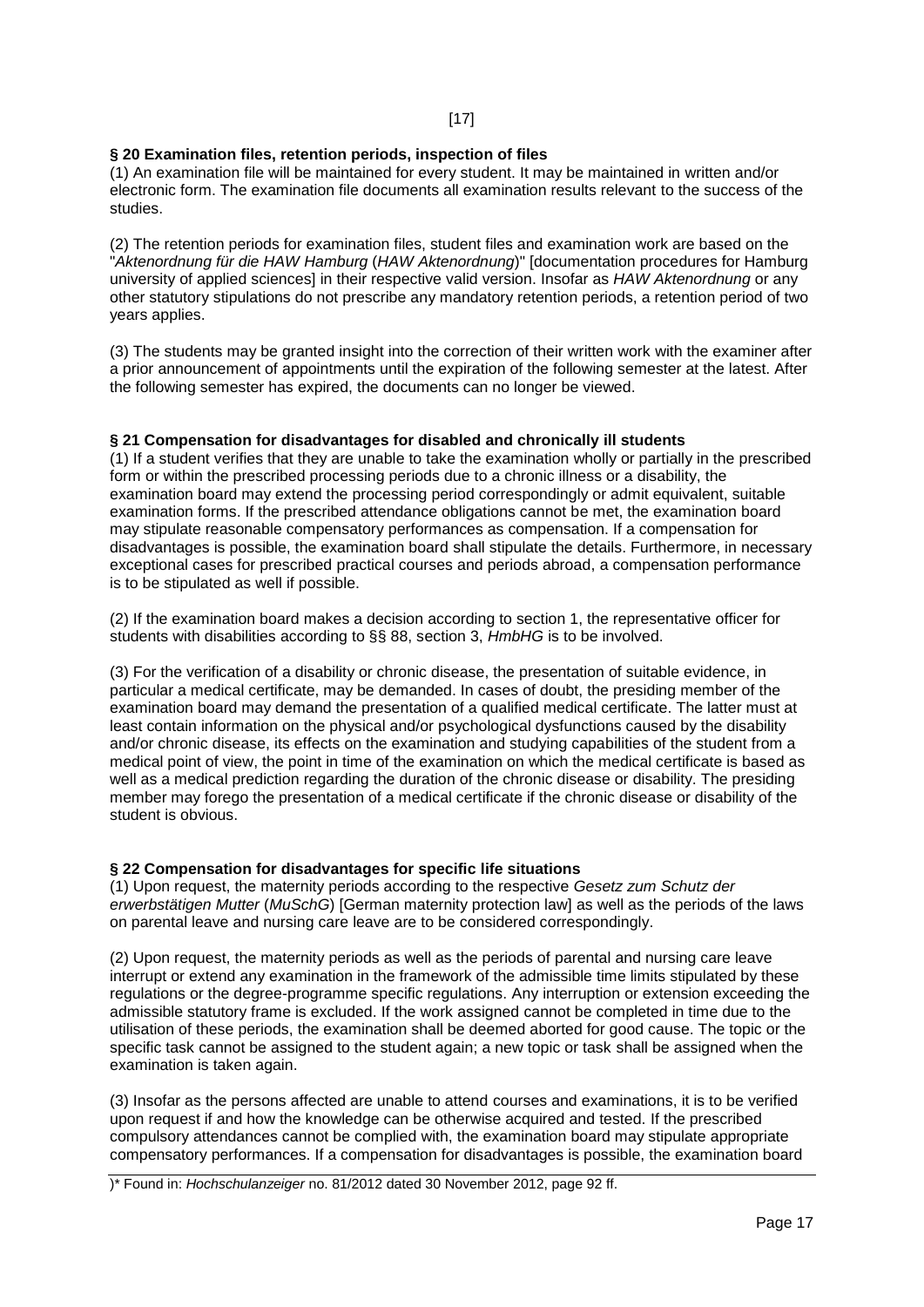### § 20 Examination files, retention periods, inspection of files

(1) An examination file will be maintained for every student. It may be maintained in written and/or electronic form. The examination file documents all examination results relevant to the success of the studies.

(2) The retention periods for examination files, student files and examination work are based on the "*Aktenordnung für die HAW Hamburg* (*HAW Aktenordnung*)" [documentation procedures for Hamburg university of applied sciences] in their respective valid version. Insofar as *HAW Aktenordnung* or any other statutory stipulations do not prescribe any mandatory retention periods, a retention period of two years applies.

(3) The students may be granted insight into the correction of their written work with the examiner after a prior announcement of appointments until the expiration of the following semester at the latest. After the following semester has expired, the documents can no longer be viewed.

### § 21 Compensation for disadvantages for disabled and chronically ill students

(1) If a student verifies that they are unable to take the examination wholly or partially in the prescribed form or within the prescribed processing periods due to a chronic illness or a disability, the examination board may extend the processing period correspondingly or admit equivalent, suitable examination forms. If the prescribed attendance obligations cannot be met, the examination board may stipulate reasonable compensatory performances as compensation. If a compensation for disadvantages is possible, the examination board shall stipulate the details. Furthermore, in necessary exceptional cases for prescribed practical courses and periods abroad, a compensation performance is to be stipulated as well if possible.

(2) If the examination board makes a decision according to section 1, the representative officer for students with disabilities according to §§ 88, section 3, *HmbHG* is to be involved.

(3) For the verification of a disability or chronic disease, the presentation of suitable evidence, in particular a medical certificate, may be demanded. In cases of doubt, the presiding member of the examination board may demand the presentation of a qualified medical certificate. The latter must at least contain information on the physical and/or psychological dysfunctions caused by the disability and/or chronic disease, its effects on the examination and studying capabilities of the student from a medical point of view, the point in time of the examination on which the medical certificate is based as well as a medical prediction regarding the duration of the chronic disease or disability. The presiding member may forego the presentation of a medical certificate if the chronic disease or disability of the student is obvious.

### § 22 Compensation for disadvantages for specific life situations

(1) Upon request, the maternity periods according to the respective *Gesetz zum Schutz der erwerbstätigen Mutter* (*MuSchG*) [German maternity protection law] as well as the periods of the laws on parental leave and nursing care leave are to be considered correspondingly.

(2) Upon request, the maternity periods as well as the periods of parental and nursing care leave interrupt or extend any examination in the framework of the admissible time limits stipulated by these regulations or the degree-programme specific regulations. Any interruption or extension exceeding the admissible statutory frame is excluded. If the work assigned cannot be completed in time due to the utilisation of these periods, the examination shall be deemed aborted for good cause. The topic or the specific task cannot be assigned to the student again; a new topic or task shall be assigned when the examination is taken again.

(3) Insofar as the persons affected are unable to attend courses and examinations, it is to be verified upon request if and how the knowledge can be otherwise acquired and tested. If the prescribed compulsory attendances cannot be complied with, the examination board may stipulate appropriate compensatory performances. If a compensation for disadvantages is possible, the examination board

)* Found in: *Hochschulanzeiger* no. 81/2012 dated 30 November 2012, page 92 ff.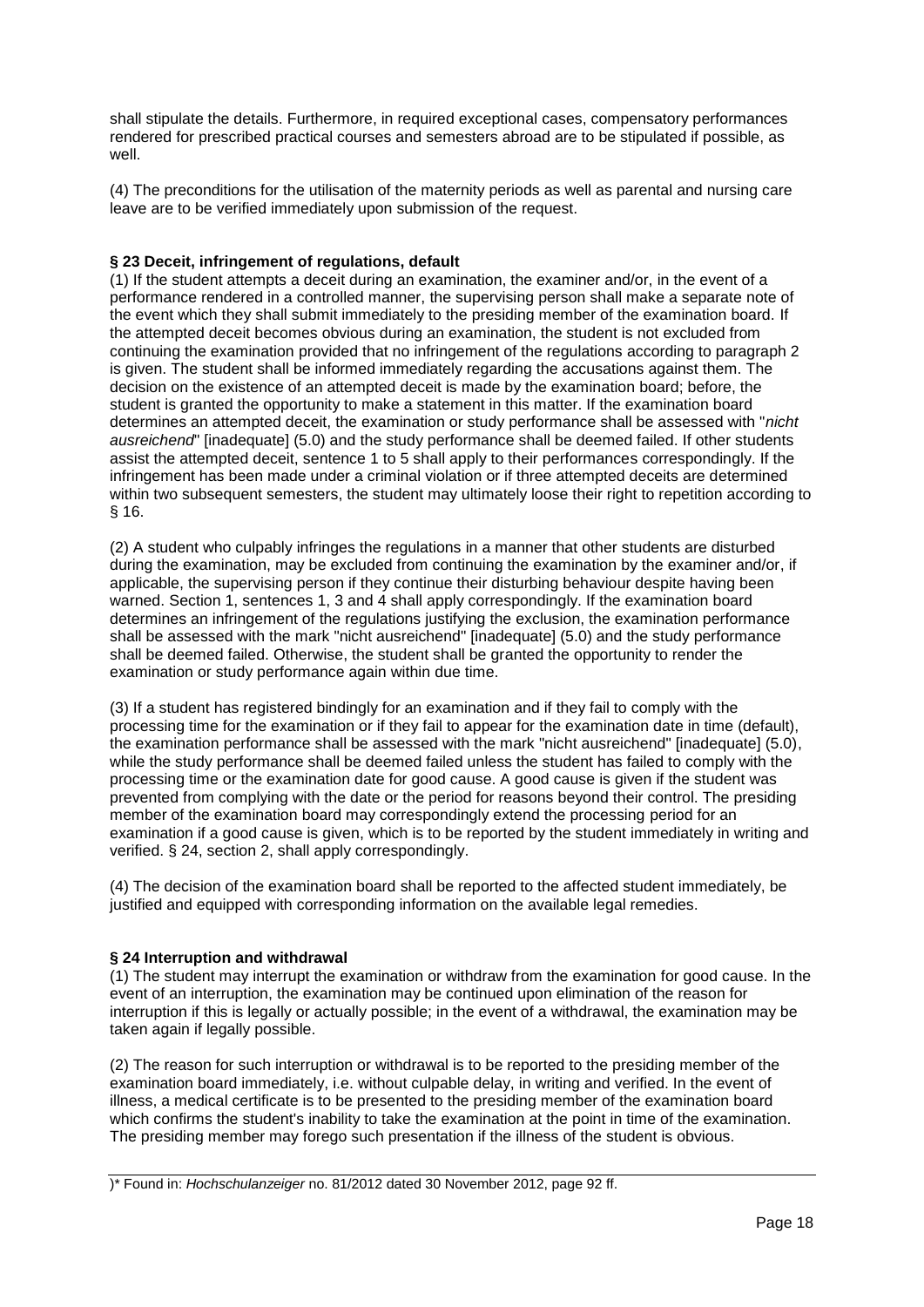shall stipulate the details. Furthermore, in required exceptional cases, compensatory performances rendered for prescribed practical courses and semesters abroad are to be stipulated if possible, as well.

(4) The preconditions for the utilisation of the maternity periods as well as parental and nursing care leave are to be verified immediately upon submission of the request.

**§ 23 Deceit, infringement of regulations, default**

(1) If the student attempts a deceit during an examination, the examiner and/or, in the event of a performance rendered in a controlled manner, the supervising person shall make a separate note of the event which they shall submit immediately to the presiding member of the examination board. If the attempted deceit becomes obvious during an examination, the student is not excluded from continuing the examination provided that no infringement of the regulations according to paragraph 2 is given. The student shall be informed immediately regarding the accusations against them. The decision on the existence of an attempted deceit is made by the examination board; before, the student is granted the opportunity to make a statement in this matter. If the examination board determines an attempted deceit, the examination or study performance shall be assessed with "*nicht ausreichend*" [inadequate] (5.0) and the study performance shall be deemed failed. If other students assist the attempted deceit, sentence 1 to 5 shall apply to their performances correspondingly. If the infringement has been made under a criminal violation or if three attempted deceits are determined within two subsequent semesters, the student may ultimately loose their right to repetition according to § 16.

(2) A student who culpably infringes the regulations in a manner that other students are disturbed during the examination, may be excluded from continuing the examination by the examiner and/or, if applicable, the supervising person if they continue their disturbing behaviour despite having been warned. Section 1, sentences 1, 3 and 4 shall apply correspondingly. If the examination board determines an infringement of the regulations justifying the exclusion, the examination performance shall be assessed with the mark "nicht ausreichend" [inadequate] (5.0) and the study performance shall be deemed failed. Otherwise, the student shall be granted the opportunity to render the examination or study performance again within due time.

(3) If a student has registered bindingly for an examination and if they fail to comply with the processing time for the examination or if they fail to appear for the examination date in time (default), the examination performance shall be assessed with the mark "nicht ausreichend" [inadequate] (5.0), while the study performance shall be deemed failed unless the student has failed to comply with the processing time or the examination date for good cause. A good cause is given if the student was prevented from complying with the date or the period for reasons beyond their control. The presiding member of the examination board may correspondingly extend the processing period for an examination if a good cause is given, which is to be reported by the student immediately in writing and verified. § 24, section 2, shall apply correspondingly.

(4) The decision of the examination board shall be reported to the affected student immediately, be justified and equipped with corresponding information on the available legal remedies.

**§ 24 Interruption and withdrawal**

(1) The student may interrupt the examination or withdraw from the examination for good cause. In the event of an interruption, the examination may be continued upon elimination of the reason for interruption if this is legally or actually possible; in the event of a withdrawal, the examination may be taken again if legally possible.

(2) The reason for such interruption or withdrawal is to be reported to the presiding member of the examination board immediately, i.e. without culpable delay, in writing and verified. In the event of illness, a medical certificate is to be presented to the presiding member of the examination board which confirms the student's inability to take the examination at the point in time of the examination. The presiding member may forego such presentation if the illness of the student is obvious.

)* Found in: *Hochschulanzeiger* no. 81/2012 dated 30 November 2012, page 92 ff.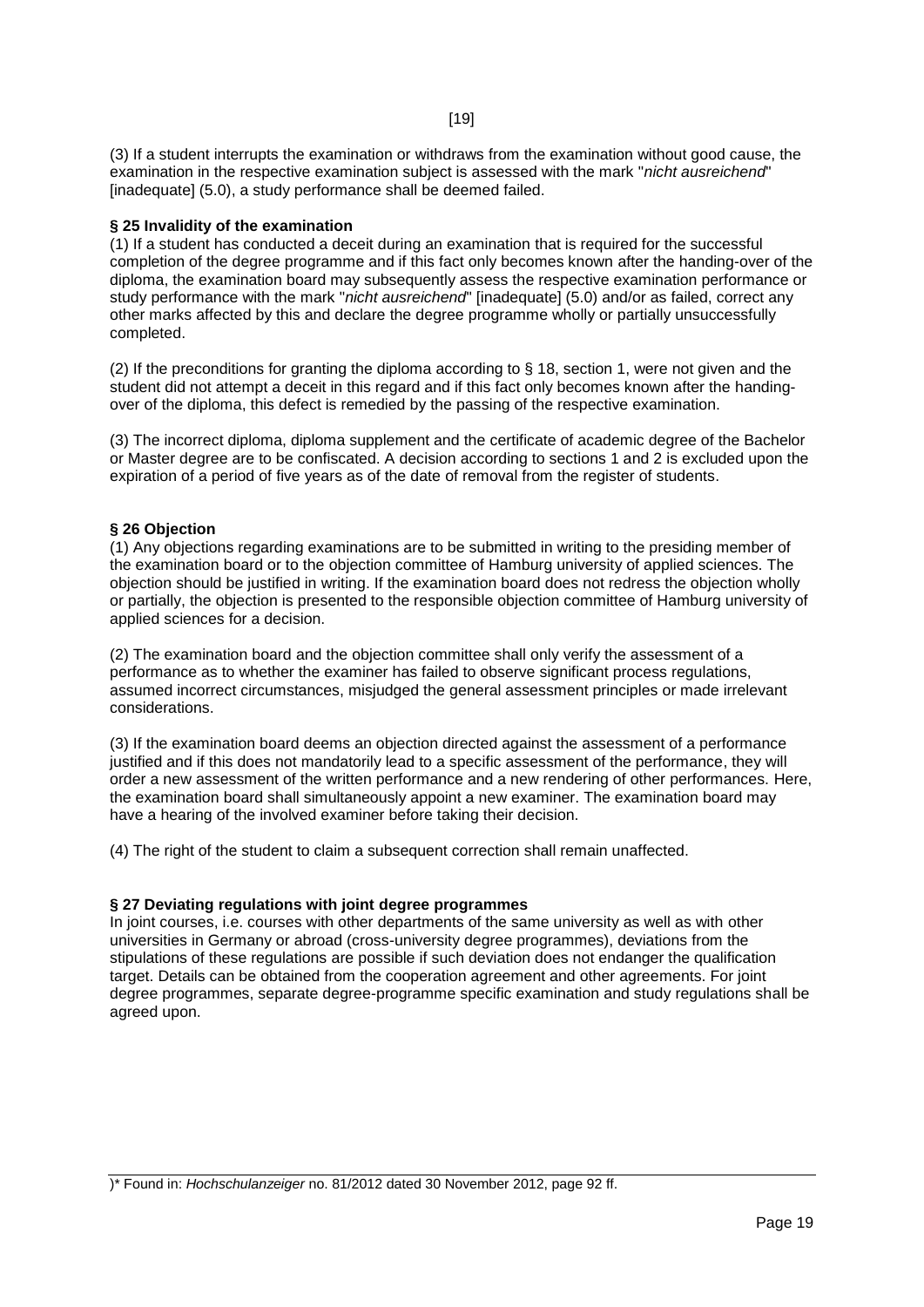(3) If a student interrupts the examination or withdraws from the examination without good cause, the examination in the respective examination subject is assessed with the mark "*nicht ausreichend*" [inadequate] (5.0), a study performance shall be deemed failed.

**§ 25 Invalidity of the examination**

(1) If a student has conducted a deceit during an examination that is required for the successful completion of the degree programme and if this fact only becomes known after the handing-over of the diploma, the examination board may subsequently assess the respective examination performance or study performance with the mark "*nicht ausreichend*" [inadequate] (5.0) and/or as failed, correct any other marks affected by this and declare the degree programme wholly or partially unsuccessfully completed.

(2) If the preconditions for granting the diploma according to § 18, section 1, were not given and the student did not attempt a deceit in this regard and if this fact only becomes known after the handing-over of the diploma, this defect is remedied by the passing of the respective examination.

(3) The incorrect diploma, diploma supplement and the certificate of academic degree of the Bachelor or Master degree are to be confiscated. A decision according to sections 1 and 2 is excluded upon the expiration of a period of five years as of the date of removal from the register of students.

**§ 26 Objection**

(1) Any objections regarding examinations are to be submitted in writing to the presiding member of the examination board or to the objection committee of Hamburg university of applied sciences. The objection should be justified in writing. If the examination board does not redress the objection wholly or partially, the objection is presented to the responsible objection committee of Hamburg university of applied sciences for a decision.

(2) The examination board and the objection committee shall only verify the assessment of a performance as to whether the examiner has failed to observe significant process regulations, assumed incorrect circumstances, misjudged the general assessment principles or made irrelevant considerations.

(3) If the examination board deems an objection directed against the assessment of a performance justified and if this does not mandatorily lead to a specific assessment of the performance, they will order a new assessment of the written performance and a new rendering of other performances. Here, the examination board shall simultaneously appoint a new examiner. The examination board may have a hearing of the involved examiner before taking their decision.

(4) The right of the student to claim a subsequent correction shall remain unaffected.

**§ 27 Deviating regulations with joint degree programmes**

In joint courses, i.e. courses with other departments of the same university as well as with other universities in Germany or abroad (cross-university degree programmes), deviations from the stipulations of these regulations are possible if such deviation does not endanger the qualification target. Details can be obtained from the cooperation agreement and other agreements. For joint degree programmes, separate degree-programme specific examination and study regulations shall be agreed upon.

)* Found in: *Hochschulanzeiger* no. 81/2012 dated 30 November 2012, page 92 ff.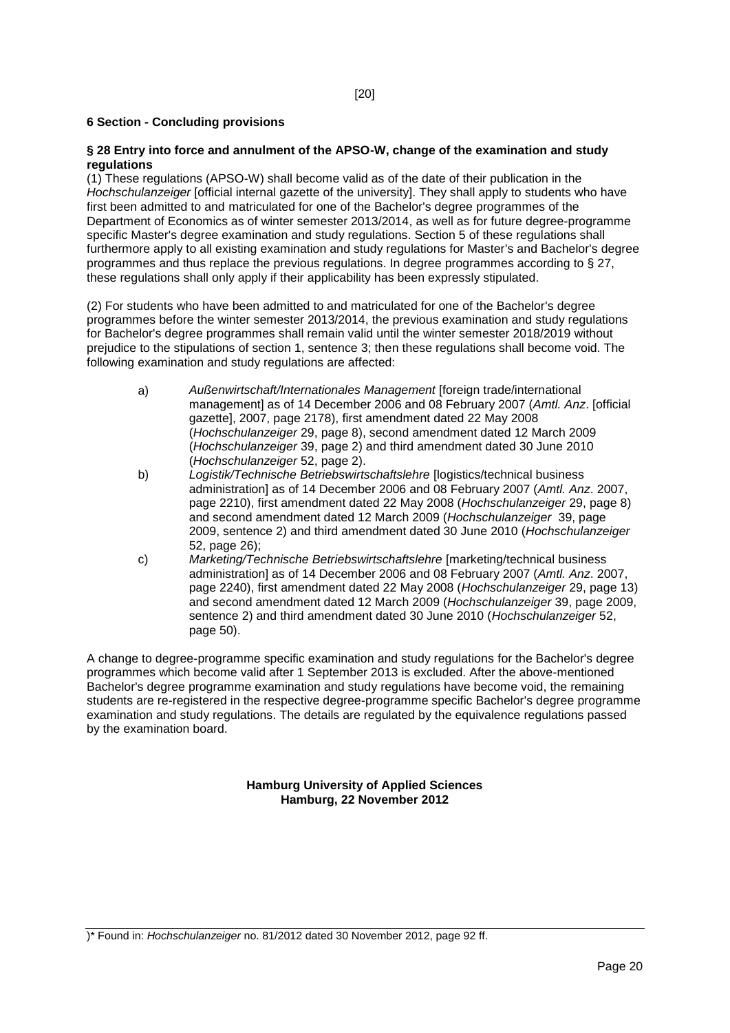[20]

## 6 Section - Concluding provisions

### § 28 Entry into force and annulment of the APSO-W, change of the examination and study regulations

(1) These regulations (APSO-W) shall become valid as of the date of their publication in the *Hochschulanzeiger* [official internal gazette of the university]. They shall apply to students who have first been admitted to and matriculated for one of the Bachelor's degree programmes of the Department of Economics as of winter semester 2013/2014, as well as for future degree-programme specific Master's degree examination and study regulations. Section 5 of these regulations shall furthermore apply to all existing examination and study regulations for Master's and Bachelor's degree programmes and thus replace the previous regulations. In degree programmes according to § 27, these regulations shall only apply if their applicability has been expressly stipulated.

(2) For students who have been admitted to and matriculated for one of the Bachelor's degree programmes before the winter semester 2013/2014, the previous examination and study regulations for Bachelor's degree programmes shall remain valid until the winter semester 2018/2019 without prejudice to the stipulations of section 1, sentence 3; then these regulations shall become void. The following examination and study regulations are affected:

a) *Außenwirtschaft/Internationales Management* [foreign trade/international management] as of 14 December 2006 and 08 February 2007 (*Amtl. Anz*. [official gazette], 2007, page 2178), first amendment dated 22 May 2008 (*Hochschulanzeiger* 29, page 8), second amendment dated 12 March 2009 (*Hochschulanzeiger* 39, page 2) and third amendment dated 30 June 2010 (*Hochschulanzeiger* 52, page 2).

b) *Logistik/Technische Betriebswirtschaftslehre* [logistics/technical business administration] as of 14 December 2006 and 08 February 2007 (*Amtl. Anz*. 2007, page 2210), first amendment dated 22 May 2008 (*Hochschulanzeiger* 29, page 8) and second amendment dated 12 March 2009 (*Hochschulanzeiger* 39, page 2009, sentence 2) and third amendment dated 30 June 2010 (*Hochschulanzeiger* 52, page 26);

c) *Marketing/Technische Betriebswirtschaftslehre* [marketing/technical business administration] as of 14 December 2006 and 08 February 2007 (*Amtl. Anz*. 2007, page 2240), first amendment dated 22 May 2008 (*Hochschulanzeiger* 29, page 13) and second amendment dated 12 March 2009 (*Hochschulanzeiger* 39, page 2009, sentence 2) and third amendment dated 30 June 2010 (*Hochschulanzeiger* 52, page 50).

A change to degree-programme specific examination and study regulations for the Bachelor's degree programmes which become valid after 1 September 2013 is excluded. After the above-mentioned Bachelor's degree programme examination and study regulations have become void, the remaining students are re-registered in the respective degree-programme specific Bachelor's degree programme examination and study regulations. The details are regulated by the equivalence regulations passed by the examination board.

**Hamburg University of Applied Sciences**
**Hamburg, 22 November 2012**

)* Found in: *Hochschulanzeiger* no. 81/2012 dated 30 November 2012, page 92 ff.